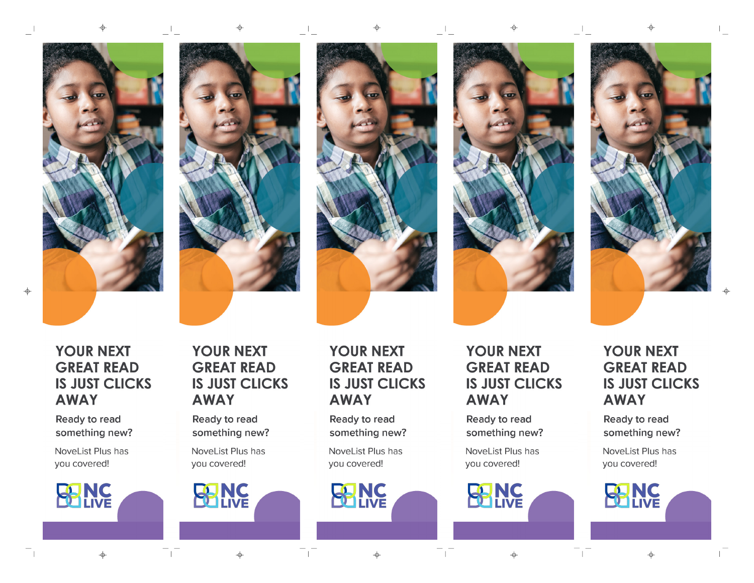# YOUR NEXT GREAT READ IS JUST CLICKS AWAY

Ready to read something new?

NoveList Plus has you covered!

NC LIVE

# YOUR NEXT GREAT READ IS JUST CLICKS AWAY

Ready to read something new?

NoveList Plus has you covered!

NC LIVE

# YOUR NEXT GREAT READ IS JUST CLICKS AWAY

Ready to read something new?

NoveList Plus has you covered!

NC LIVE

# YOUR NEXT GREAT READ IS JUST CLICKS AWAY

Ready to read something new?

NoveList Plus has you covered!

NC LIVE

# YOUR NEXT GREAT READ IS JUST CLICKS AWAY

Ready to read something new?

NoveList Plus has you covered!

NC LIVE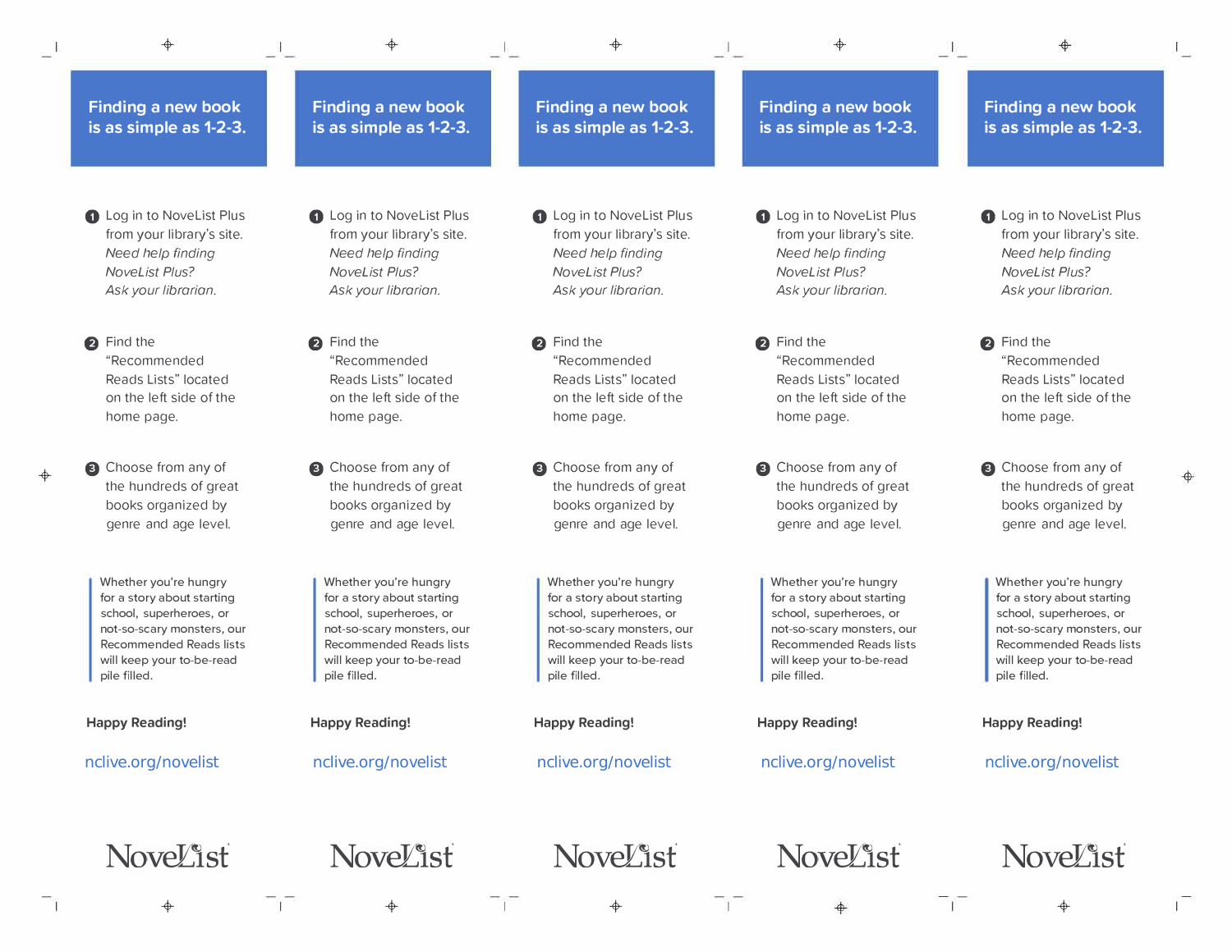## Finding a new book is as simple as 1-2-3.

1. Log in to NoveList Plus from your library's site. *Need help finding NoveList Plus? Ask your librarian.*
2. Find the "Recommended Reads Lists" located on the left side of the home page.
3. Choose from any of the hundreds of great books organized by genre and age level.

Whether you're hungry for a story about starting school, superheroes, or not-so-scary monsters, our Recommended Reads lists will keep your to-be-read pile filled.

**Happy Reading!**

nclive.org/novelist

NoveList

## Finding a new book is as simple as 1-2-3.

1. Log in to NoveList Plus from your library's site. *Need help finding NoveList Plus? Ask your librarian.*
2. Find the "Recommended Reads Lists" located on the left side of the home page.
3. Choose from any of the hundreds of great books organized by genre and age level.

Whether you're hungry for a story about starting school, superheroes, or not-so-scary monsters, our Recommended Reads lists will keep your to-be-read pile filled.

**Happy Reading!**

nclive.org/novelist

NoveList

## Finding a new book is as simple as 1-2-3.

1. Log in to NoveList Plus from your library's site. *Need help finding NoveList Plus? Ask your librarian.*
2. Find the "Recommended Reads Lists" located on the left side of the home page.
3. Choose from any of the hundreds of great books organized by genre and age level.

Whether you're hungry for a story about starting school, superheroes, or not-so-scary monsters, our Recommended Reads lists will keep your to-be-read pile filled.

**Happy Reading!**

nclive.org/novelist

NoveList

## Finding a new book is as simple as 1-2-3.

1. Log in to NoveList Plus from your library's site. *Need help finding NoveList Plus? Ask your librarian.*
2. Find the "Recommended Reads Lists" located on the left side of the home page.
3. Choose from any of the hundreds of great books organized by genre and age level.

Whether you're hungry for a story about starting school, superheroes, or not-so-scary monsters, our Recommended Reads lists will keep your to-be-read pile filled.

**Happy Reading!**

nclive.org/novelist

NoveList

## Finding a new book is as simple as 1-2-3.

1. Log in to NoveList Plus from your library's site. *Need help finding NoveList Plus? Ask your librarian.*
2. Find the "Recommended Reads Lists" located on the left side of the home page.
3. Choose from any of the hundreds of great books organized by genre and age level.

Whether you're hungry for a story about starting school, superheroes, or not-so-scary monsters, our Recommended Reads lists will keep your to-be-read pile filled.

**Happy Reading!**

nclive.org/novelist

NoveList